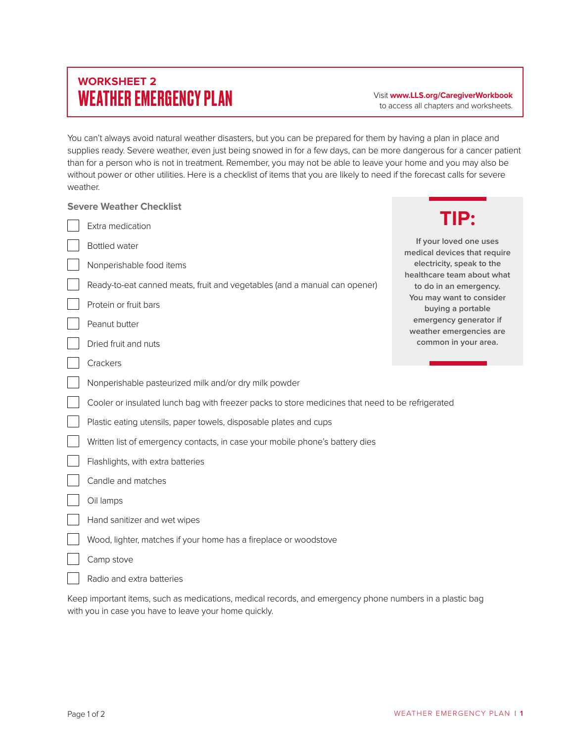## WORKSHEET 2

# WEATHER EMERGENCY PLAN

Visit **www.LLS.org/CaregiverWorkbook** to access all chapters and worksheets.

You can't always avoid natural weather disasters, but you can be prepared for them by having a plan in place and supplies ready. Severe weather, even just being snowed in for a few days, can be more dangerous for a cancer patient than for a person who is not in treatment. Remember, you may not be able to leave your home and you may also be without power or other utilities. Here is a checklist of items that you are likely to need if the forecast calls for severe weather.

### Severe Weather Checklist

- [ ] Extra medication
- [ ] Bottled water
- [ ] Nonperishable food items
- [ ] Ready-to-eat canned meats, fruit and vegetables (and a manual can opener)
- [ ] Protein or fruit bars
- [ ] Peanut butter
- [ ] Dried fruit and nuts
- [ ] Crackers
- [ ] Nonperishable pasteurized milk and/or dry milk powder
- [ ] Cooler or insulated lunch bag with freezer packs to store medicines that need to be refrigerated
- [ ] Plastic eating utensils, paper towels, disposable plates and cups
- [ ] Written list of emergency contacts, in case your mobile phone's battery dies
- [ ] Flashlights, with extra batteries
- [ ] Candle and matches
- [ ] Oil lamps
- [ ] Hand sanitizer and wet wipes
- [ ] Wood, lighter, matches if your home has a fireplace or woodstove
- [ ] Camp stove
- [ ] Radio and extra batteries

Keep important items, such as medications, medical records, and emergency phone numbers in a plastic bag with you in case you have to leave your home quickly.

**TIP:**

**If your loved one uses medical devices that require electricity, speak to the healthcare team about what to do in an emergency. You may want to consider buying a portable emergency generator if weather emergencies are common in your area.**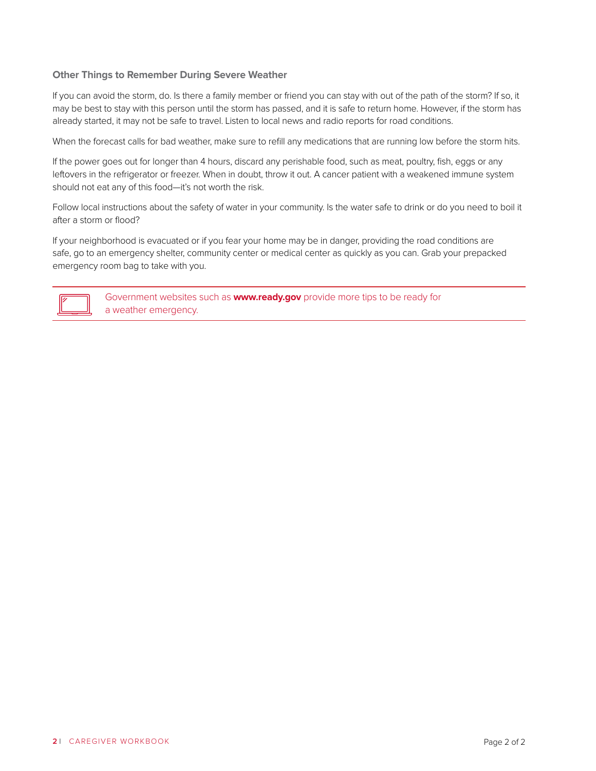### Other Things to Remember During Severe Weather

If you can avoid the storm, do. Is there a family member or friend you can stay with out of the path of the storm? If so, it may be best to stay with this person until the storm has passed, and it is safe to return home. However, if the storm has already started, it may not be safe to travel. Listen to local news and radio reports for road conditions.

When the forecast calls for bad weather, make sure to refill any medications that are running low before the storm hits.

If the power goes out for longer than 4 hours, discard any perishable food, such as meat, poultry, fish, eggs or any leftovers in the refrigerator or freezer. When in doubt, throw it out. A cancer patient with a weakened immune system should not eat any of this food—it's not worth the risk.

Follow local instructions about the safety of water in your community. Is the water safe to drink or do you need to boil it after a storm or flood?

If your neighborhood is evacuated or if you fear your home may be in danger, providing the road conditions are safe, go to an emergency shelter, community center or medical center as quickly as you can. Grab your prepacked emergency room bag to take with you.

---

Government websites such as **www.ready.gov** provide more tips to be ready for a weather emergency.

---